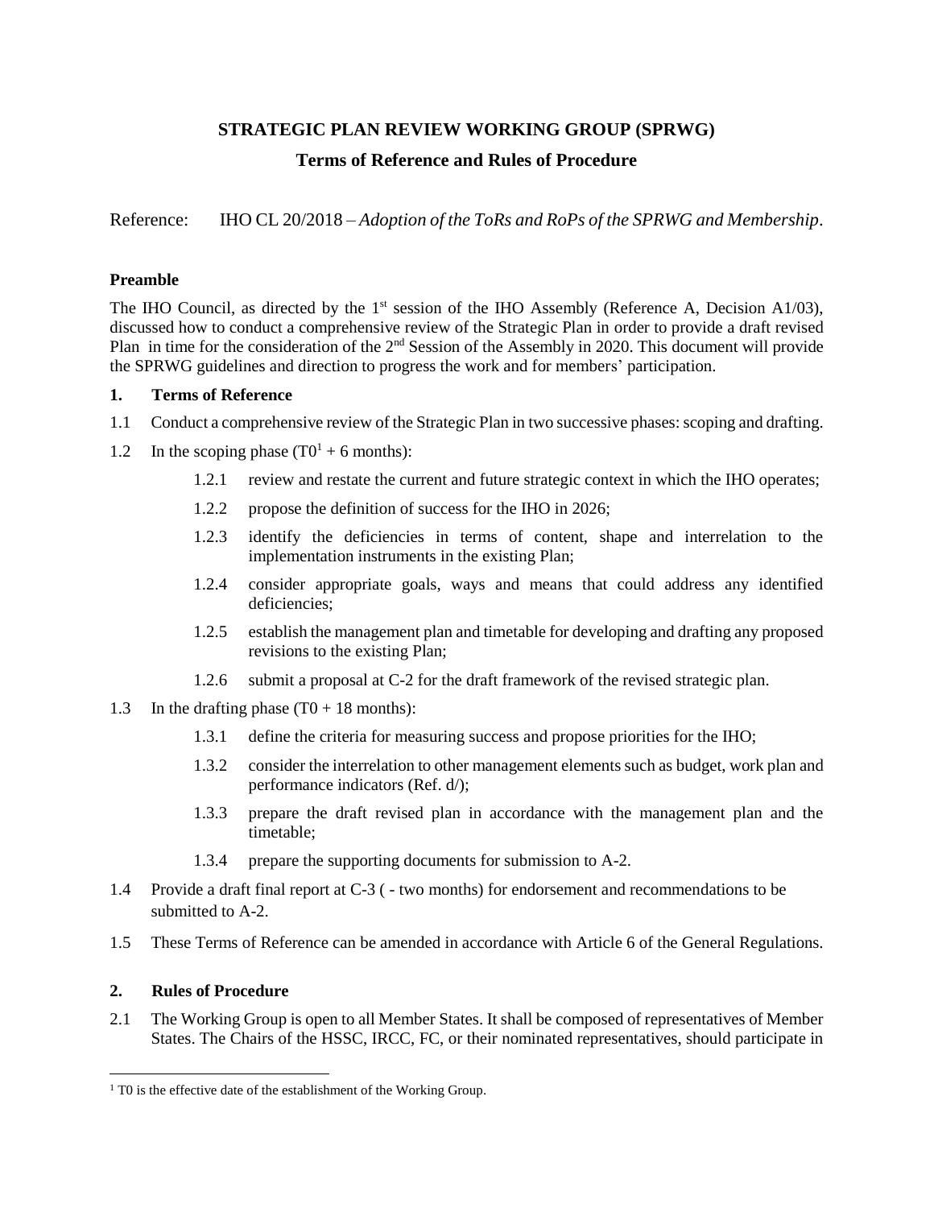# STRATEGIC PLAN REVIEW WORKING GROUP (SPRWG)

## Terms of Reference and Rules of Procedure

Reference: IHO CL 20/2018 – *Adoption of the ToRs and RoPs of the SPRWG and Membership*.

### Preamble

The IHO Council, as directed by the 1st session of the IHO Assembly (Reference A, Decision A1/03), discussed how to conduct a comprehensive review of the Strategic Plan in order to provide a draft revised Plan in time for the consideration of the 2nd Session of the Assembly in 2020. This document will provide the SPRWG guidelines and direction to progress the work and for members' participation.

### 1. Terms of Reference

1.1 Conduct a comprehensive review of the Strategic Plan in two successive phases: scoping and drafting.

1.2 In the scoping phase (T0[1] + 6 months):

- 1.2.1 review and restate the current and future strategic context in which the IHO operates;
- 1.2.2 propose the definition of success for the IHO in 2026;
- 1.2.3 identify the deficiencies in terms of content, shape and interrelation to the implementation instruments in the existing Plan;
- 1.2.4 consider appropriate goals, ways and means that could address any identified deficiencies;
- 1.2.5 establish the management plan and timetable for developing and drafting any proposed revisions to the existing Plan;
- 1.2.6 submit a proposal at C-2 for the draft framework of the revised strategic plan.

1.3 In the drafting phase (T0 + 18 months):

- 1.3.1 define the criteria for measuring success and propose priorities for the IHO;
- 1.3.2 consider the interrelation to other management elements such as budget, work plan and performance indicators (Ref. d/);
- 1.3.3 prepare the draft revised plan in accordance with the management plan and the timetable;
- 1.3.4 prepare the supporting documents for submission to A-2.

1.4 Provide a draft final report at C-3 ( - two months) for endorsement and recommendations to be submitted to A-2.

1.5 These Terms of Reference can be amended in accordance with Article 6 of the General Regulations.

### 2. Rules of Procedure

2.1 The Working Group is open to all Member States. It shall be composed of representatives of Member States. The Chairs of the HSSC, IRCC, FC, or their nominated representatives, should participate in

---

[1] T0 is the effective date of the establishment of the Working Group.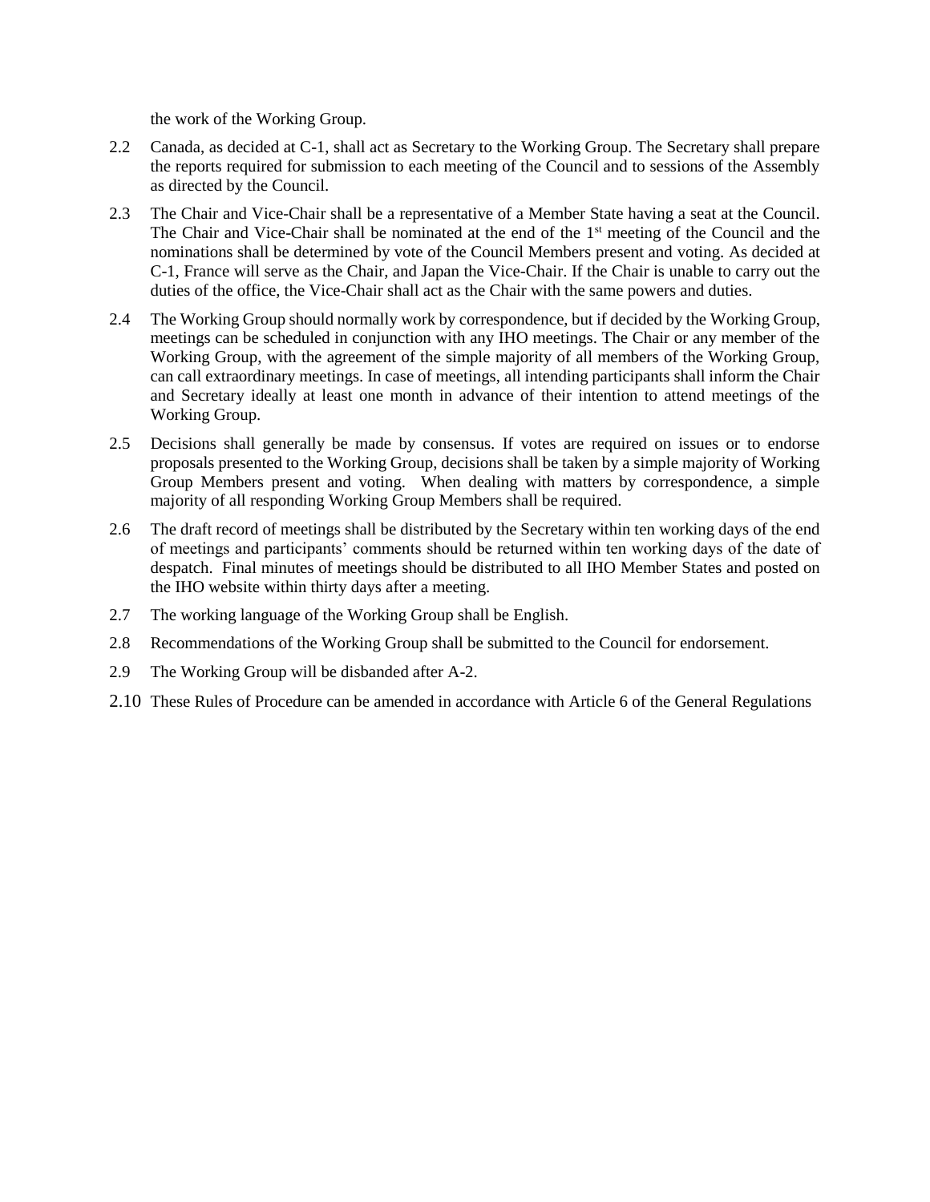the work of the Working Group.

2.2 Canada, as decided at C-1, shall act as Secretary to the Working Group. The Secretary shall prepare the reports required for submission to each meeting of the Council and to sessions of the Assembly as directed by the Council.

2.3 The Chair and Vice-Chair shall be a representative of a Member State having a seat at the Council. The Chair and Vice-Chair shall be nominated at the end of the 1st meeting of the Council and the nominations shall be determined by vote of the Council Members present and voting. As decided at C-1, France will serve as the Chair, and Japan the Vice-Chair. If the Chair is unable to carry out the duties of the office, the Vice-Chair shall act as the Chair with the same powers and duties.

2.4 The Working Group should normally work by correspondence, but if decided by the Working Group, meetings can be scheduled in conjunction with any IHO meetings. The Chair or any member of the Working Group, with the agreement of the simple majority of all members of the Working Group, can call extraordinary meetings. In case of meetings, all intending participants shall inform the Chair and Secretary ideally at least one month in advance of their intention to attend meetings of the Working Group.

2.5 Decisions shall generally be made by consensus. If votes are required on issues or to endorse proposals presented to the Working Group, decisions shall be taken by a simple majority of Working Group Members present and voting. When dealing with matters by correspondence, a simple majority of all responding Working Group Members shall be required.

2.6 The draft record of meetings shall be distributed by the Secretary within ten working days of the end of meetings and participants' comments should be returned within ten working days of the date of despatch. Final minutes of meetings should be distributed to all IHO Member States and posted on the IHO website within thirty days after a meeting.

2.7 The working language of the Working Group shall be English.

2.8 Recommendations of the Working Group shall be submitted to the Council for endorsement.

2.9 The Working Group will be disbanded after A-2.

2.10 These Rules of Procedure can be amended in accordance with Article 6 of the General Regulations